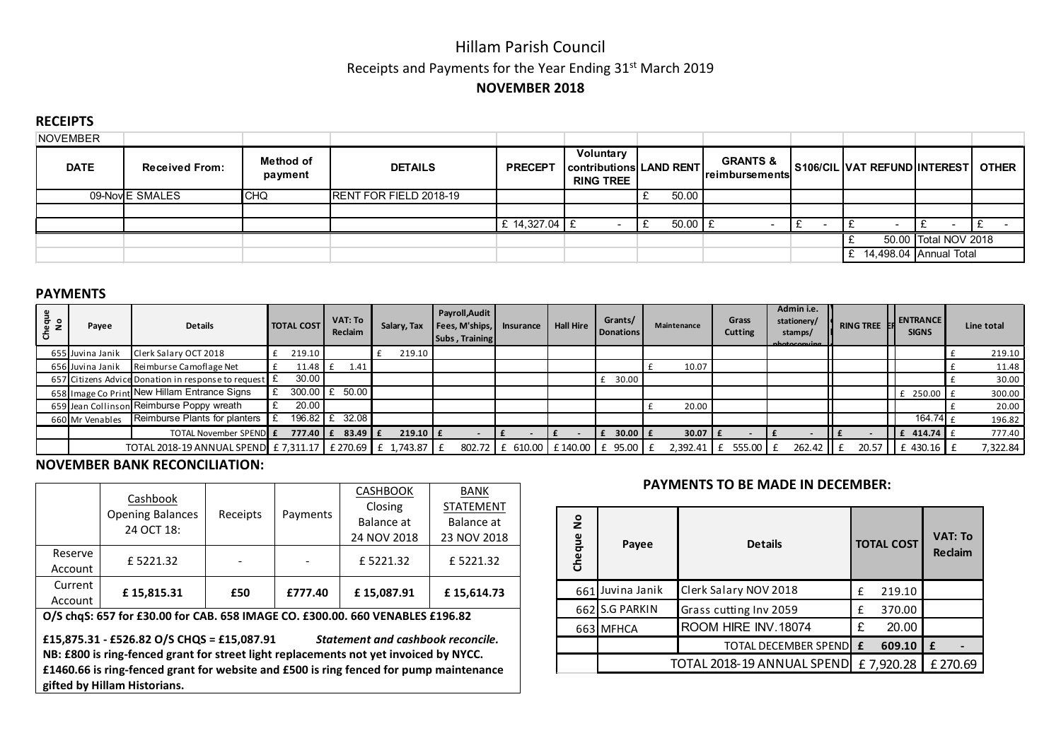# Hillam Parish Council

Receipts and Payments for the Year Ending 31st March 2019

**NOVEMBER 2018**

## RECEIPTS

| DATE | Received From: | Method of payment | DETAILS | PRECEPT | Voluntary contributions RING TREE | LAND RENT | GRANTS & reimbursements | S106/CIL | VAT REFUND | INTEREST | OTHER |
|---|---|---|---|---|---|---|---|---|---|---|---|
| NOVEMBER | | | | | | | | | | | |
| 09-Nov | E SMALES | CHQ | RENT FOR FIELD 2018-19 | | | £ 50.00 | | | | | |
| | | | | | | | | | | | |
| | | | | £ 14,327.04 | £ - | £ 50.00 | £ - | £ - | £ - | £ - | £ - |
| | | | | | | | | | £ 50.00 | Total NOV 2018 | |
| | | | | | | | | | £ 14,498.04 | Annual Total | |

## PAYMENTS

| Cheque No | Payee | Details | TOTAL COST | VAT: To Reclaim | Salary, Tax | Payroll,Audit Fees, M'ships, Subs , Training | Insurance | Hall Hire | Grants/ Donations | Maintenance | Grass Cutting | Admin i.e. stationery/ stamps/ photocopying | RING TREE | ENTRANCE SIGNS | Line total |
|---|---|---|---|---|---|---|---|---|---|---|---|---|---|---|---|
| 655 | Juvina Janik | Clerk Salary OCT 2018 | £ 219.10 | | £ 219.10 | | | | | | | | | | £ 219.10 |
| 656 | Juvina Janik | Reimburse Camoflage Net | £ 11.48 | £ 1.41 | | | | | | £ 10.07 | | | | | £ 11.48 |
| 657 | Citizens Advice | Donation in response to request | £ 30.00 | | | | | | £ 30.00 | | | | | | £ 30.00 |
| 658 | Image Co Print | New Hillam Entrance Signs | £ 300.00 | £ 50.00 | | | | | | | | | | £ 250.00 | £ 300.00 |
| 659 | Jean Collinson | Reimburse Poppy wreath | £ 20.00 | | | | | | | £ 20.00 | | | | | £ 20.00 |
| 660 | Mr Venables | Reimburse Plants for planters | £ 196.82 | £ 32.08 | | | | | | | | | | 164.74 | £ 196.82 |
| | | TOTAL November SPEND | £ 777.40 | £ 83.49 | £ 219.10 | £ - | £ - | £ - | £ 30.00 | £ 30.07 | £ - | £ - | £ - | £ 414.74 | £ 777.40 |
| | | TOTAL 2018-19 ANNUAL SPEND | £ 7,311.17 | £ 270.69 | £ 1,743.87 | £ 802.72 | £ 610.00 | £ 140.00 | £ 95.00 | £ 2,392.41 | £ 555.00 | £ 262.42 | £ 20.57 | £ 430.16 | £ 7,322.84 |

## NOVEMBER BANK RECONCILIATION:

| | Cashbook Opening Balances 24 OCT 18: | Receipts | Payments | CASHBOOK Closing Balance at 24 NOV 2018 | BANK STATEMENT Balance at 23 NOV 2018 |
|---|---|---|---|---|---|
| Reserve Account | £ 5221.32 | - | - | £ 5221.32 | £ 5221.32 |
| Current Account | **£ 15,815.31** | **£50** | **£777.40** | **£ 15,087.91** | **£ 15,614.73** |

**O/S chqS: 657 for £30.00 for CAB. 658 IMAGE CO. £300.00. 660 VENABLES £196.82**

**£15,875.31 - £526.82 O/S CHQS = £15,087.91** ***Statement and cashbook reconcile.***
**NB: £800 is ring-fenced grant for street light replacements not yet invoiced by NYCC.**
**£1460.66 is ring-fenced grant for website and £500 is ring fenced for pump maintenance gifted by Hillam Historians.**

## PAYMENTS TO BE MADE IN DECEMBER:

| Cheque No | Payee | Details | TOTAL COST | VAT: To Reclaim |
|---|---|---|---|---|
| 661 | Juvina Janik | Clerk Salary NOV 2018 | £ 219.10 | |
| 662 | S.G PARKIN | Grass cutting Inv 2059 | £ 370.00 | |
| 663 | MFHCA | ROOM HIRE INV.18074 | £ 20.00 | |
| | | TOTAL DECEMBER SPEND | £ 609.10 | £ - |
| | | TOTAL 2018-19 ANNUAL SPEND | £ 7,920.28 | £ 270.69 |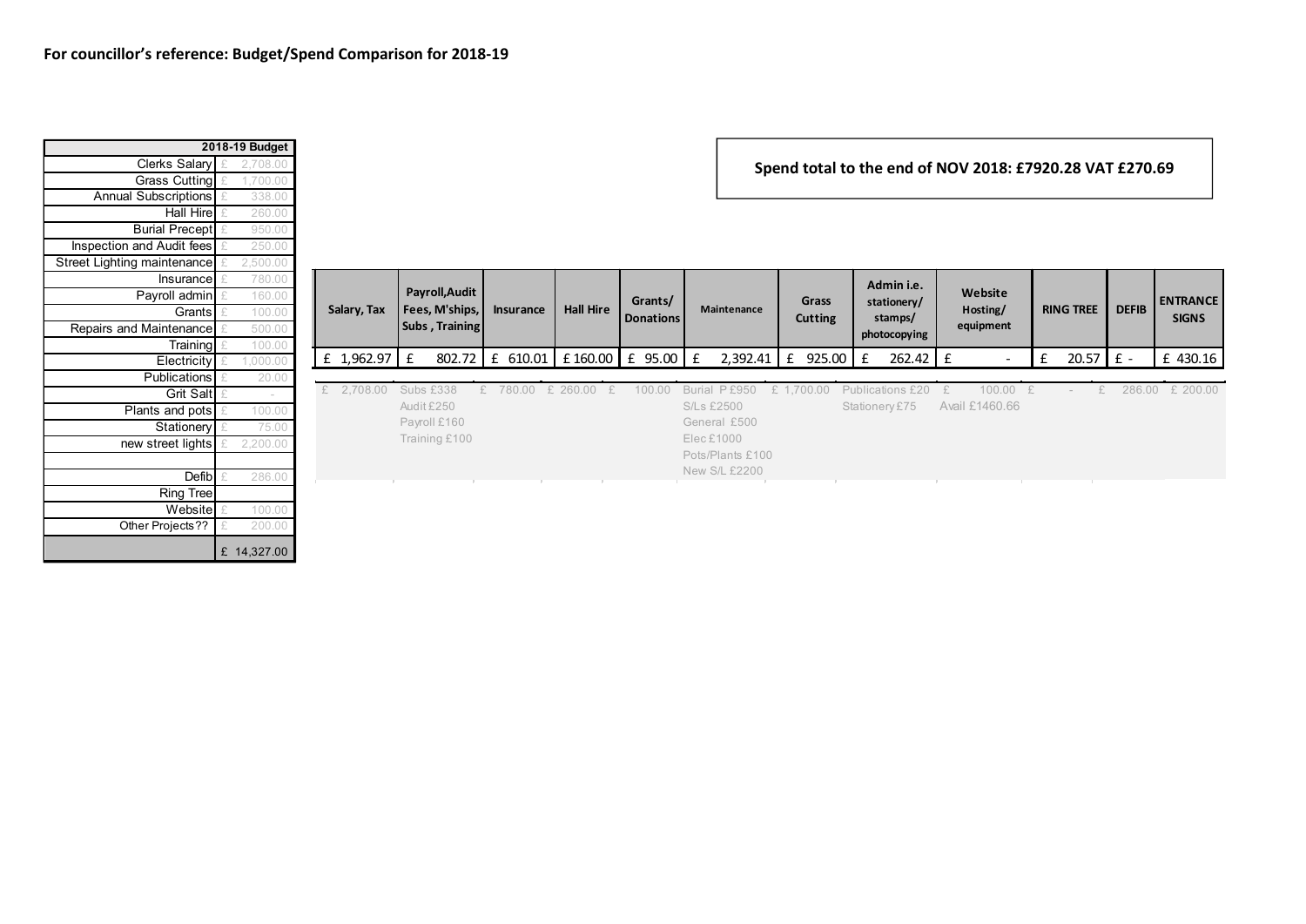**For councillor's reference: Budget/Spend Comparison for 2018-19**

| 2018-19 Budget | |
|---|---|
| Clerks Salary | £ 2,708.00 |
| Grass Cutting | £ 1,700.00 |
| Annual Subscriptions | £ 338.00 |
| Hall Hire | £ 260.00 |
| Burial Precept | £ 950.00 |
| Inspection and Audit fees | £ 250.00 |
| Street Lighting maintenance | £ 2,500.00 |
| Insurance | £ 780.00 |
| Payroll admin | £ 160.00 |
| Grants | £ 100.00 |
| Repairs and Maintenance | £ 500.00 |
| Training | £ 100.00 |
| Electricity | £ 1,000.00 |
| Publications | £ 20.00 |
| Grit Salt | £ - |
| Plants and pots | £ 100.00 |
| Stationery | £ 75.00 |
| new street lights | £ 2,200.00 |
| | |
| Defib | £ 286.00 |
| Ring Tree | |
| Website | £ 100.00 |
| Other Projects?? | £ 200.00 |
| | £ 14,327.00 |

**Spend total to the end of NOV 2018: £7920.28 VAT £270.69**

| Salary, Tax | Payroll,Audit Fees, M'ships, Subs , Training | Insurance | Hall Hire | Grants/ Donations | Maintenance | Grass Cutting | Admin i.e. stationery/ stamps/ photocopying | Website Hosting/ equipment | RING TREE | DEFIB | ENTRANCE SIGNS |
|---|---|---|---|---|---|---|---|---|---|---|---|
| £ 1,962.97 | £ 802.72 | £ 610.01 | £ 160.00 | £ 95.00 | £ 2,392.41 | £ 925.00 | £ 262.42 | £ - | £ 20.57 | £ - | £ 430.16 |
| £ 2,708.00 | Subs £338<br>Audit £250<br>Payroll £160<br>Training £100 | £ 780.00 | £ 260.00 | £ 100.00 | Burial P £950<br>S/Ls £2500<br>General £500<br>Elec £1000<br>Pots/Plants £100<br>New S/L £2200 | £ 1,700.00 | Publications £20<br>Stationery £75 | £ 100.00<br>Avail £1460.66 | £ - | £ 286.00 | £ 200.00 |